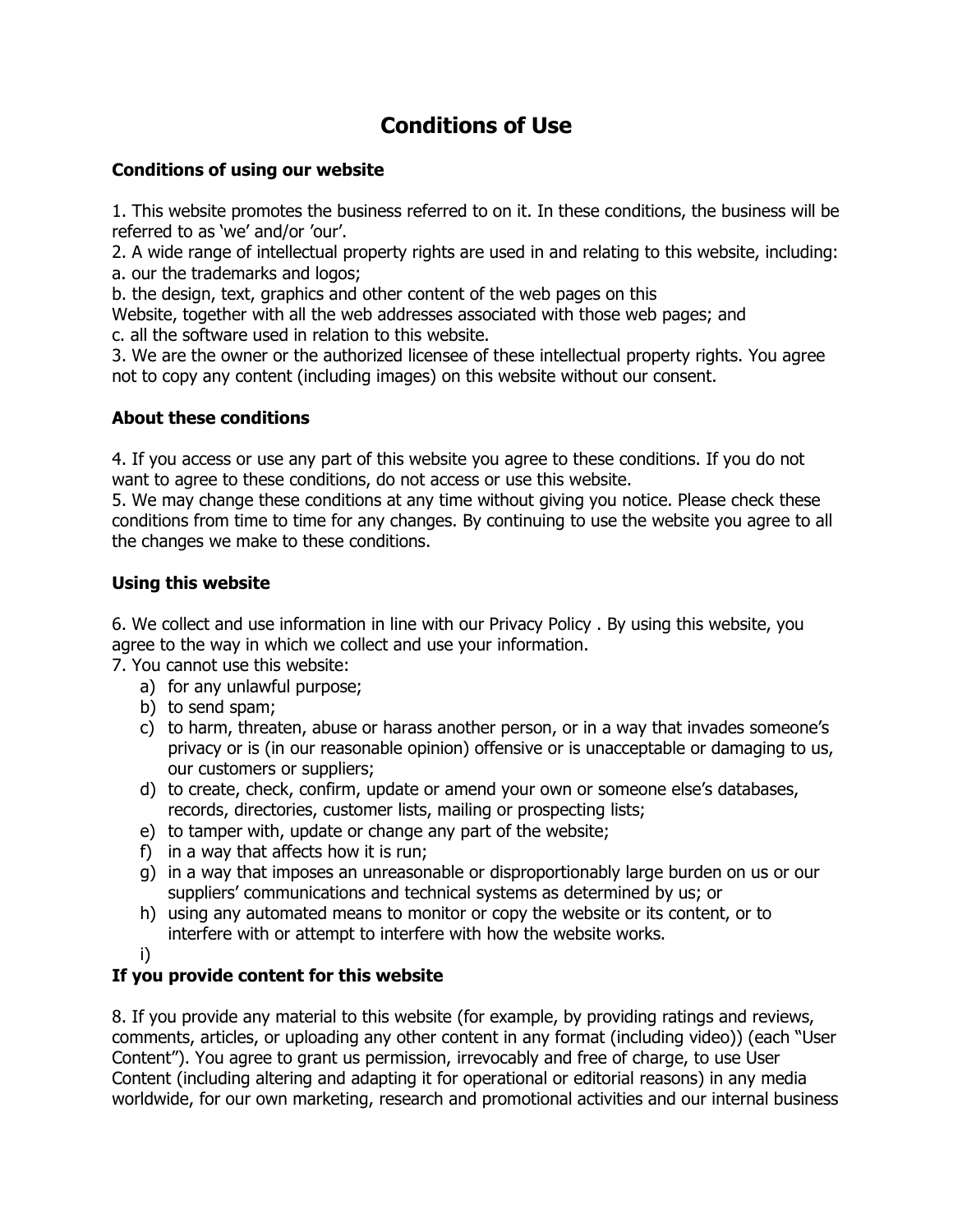# Conditions of Use

### Conditions of using our website

1. This website promotes the business referred to on it. In these conditions, the business will be referred to as 'we' and/or 'our'.
2. A wide range of intellectual property rights are used in and relating to this website, including:
a. our the trademarks and logos;
b. the design, text, graphics and other content of the web pages on this
Website, together with all the web addresses associated with those web pages; and
c. all the software used in relation to this website.
3. We are the owner or the authorized licensee of these intellectual property rights. You agree not to copy any content (including images) on this website without our consent.

### About these conditions

4. If you access or use any part of this website you agree to these conditions. If you do not want to agree to these conditions, do not access or use this website.
5. We may change these conditions at any time without giving you notice. Please check these conditions from time to time for any changes. By continuing to use the website you agree to all the changes we make to these conditions.

### Using this website

6. We collect and use information in line with our Privacy Policy . By using this website, you agree to the way in which we collect and use your information.
7. You cannot use this website:
    a) for any unlawful purpose;
    b) to send spam;
    c) to harm, threaten, abuse or harass another person, or in a way that invades someone's privacy or is (in our reasonable opinion) offensive or is unacceptable or damaging to us, our customers or suppliers;
    d) to create, check, confirm, update or amend your own or someone else's databases, records, directories, customer lists, mailing or prospecting lists;
    e) to tamper with, update or change any part of the website;
    f) in a way that affects how it is run;
    g) in a way that imposes an unreasonable or disproportionably large burden on us or our suppliers' communications and technical systems as determined by us; or
    h) using any automated means to monitor or copy the website or its content, or to interfere with or attempt to interfere with how the website works.
    i)

### If you provide content for this website

8. If you provide any material to this website (for example, by providing ratings and reviews, comments, articles, or uploading any other content in any format (including video)) (each "User Content"). You agree to grant us permission, irrevocably and free of charge, to use User Content (including altering and adapting it for operational or editorial reasons) in any media worldwide, for our own marketing, research and promotional activities and our internal business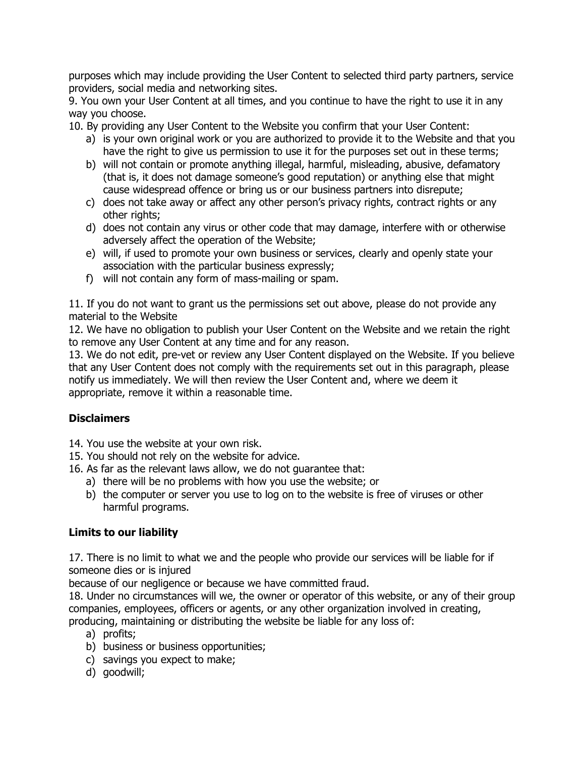purposes which may include providing the User Content to selected third party partners, service providers, social media and networking sites.

9. You own your User Content at all times, and you continue to have the right to use it in any way you choose.

10. By providing any User Content to the Website you confirm that your User Content:

a) is your own original work or you are authorized to provide it to the Website and that you have the right to give us permission to use it for the purposes set out in these terms;
b) will not contain or promote anything illegal, harmful, misleading, abusive, defamatory (that is, it does not damage someone's good reputation) or anything else that might cause widespread offence or bring us or our business partners into disrepute;
c) does not take away or affect any other person's privacy rights, contract rights or any other rights;
d) does not contain any virus or other code that may damage, interfere with or otherwise adversely affect the operation of the Website;
e) will, if used to promote your own business or services, clearly and openly state your association with the particular business expressly;
f) will not contain any form of mass-mailing or spam.

11. If you do not want to grant us the permissions set out above, please do not provide any material to the Website

12. We have no obligation to publish your User Content on the Website and we retain the right to remove any User Content at any time and for any reason.

13. We do not edit, pre-vet or review any User Content displayed on the Website. If you believe that any User Content does not comply with the requirements set out in this paragraph, please notify us immediately. We will then review the User Content and, where we deem it appropriate, remove it within a reasonable time.

**Disclaimers**

14. You use the website at your own risk.

15. You should not rely on the website for advice.

16. As far as the relevant laws allow, we do not guarantee that:

a) there will be no problems with how you use the website; or
b) the computer or server you use to log on to the website is free of viruses or other harmful programs.

**Limits to our liability**

17. There is no limit to what we and the people who provide our services will be liable for if someone dies or is injured because of our negligence or because we have committed fraud.

18. Under no circumstances will we, the owner or operator of this website, or any of their group companies, employees, officers or agents, or any other organization involved in creating, producing, maintaining or distributing the website be liable for any loss of:

a) profits;
b) business or business opportunities;
c) savings you expect to make;
d) goodwill;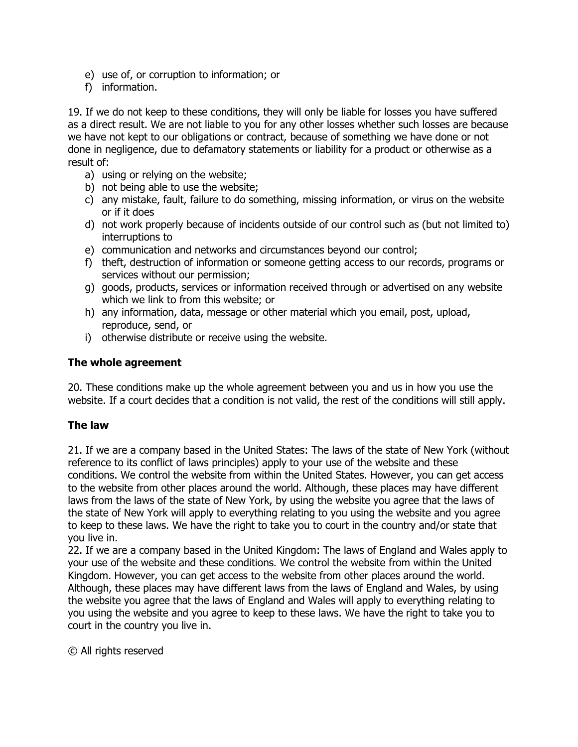e) use of, or corruption to information; or
f) information.

19. If we do not keep to these conditions, they will only be liable for losses you have suffered as a direct result. We are not liable to you for any other losses whether such losses are because we have not kept to our obligations or contract, because of something we have done or not done in negligence, due to defamatory statements or liability for a product or otherwise as a result of:

a) using or relying on the website;
b) not being able to use the website;
c) any mistake, fault, failure to do something, missing information, or virus on the website or if it does
d) not work properly because of incidents outside of our control such as (but not limited to) interruptions to
e) communication and networks and circumstances beyond our control;
f) theft, destruction of information or someone getting access to our records, programs or services without our permission;
g) goods, products, services or information received through or advertised on any website which we link to from this website; or
h) any information, data, message or other material which you email, post, upload, reproduce, send, or
i) otherwise distribute or receive using the website.

**The whole agreement**

20. These conditions make up the whole agreement between you and us in how you use the website. If a court decides that a condition is not valid, the rest of the conditions will still apply.

**The law**

21. If we are a company based in the United States: The laws of the state of New York (without reference to its conflict of laws principles) apply to your use of the website and these conditions. We control the website from within the United States. However, you can get access to the website from other places around the world. Although, these places may have different laws from the laws of the state of New York, by using the website you agree that the laws of the state of New York will apply to everything relating to you using the website and you agree to keep to these laws. We have the right to take you to court in the country and/or state that you live in.

22. If we are a company based in the United Kingdom: The laws of England and Wales apply to your use of the website and these conditions. We control the website from within the United Kingdom. However, you can get access to the website from other places around the world. Although, these places may have different laws from the laws of England and Wales, by using the website you agree that the laws of England and Wales will apply to everything relating to you using the website and you agree to keep to these laws. We have the right to take you to court in the country you live in.

© All rights reserved